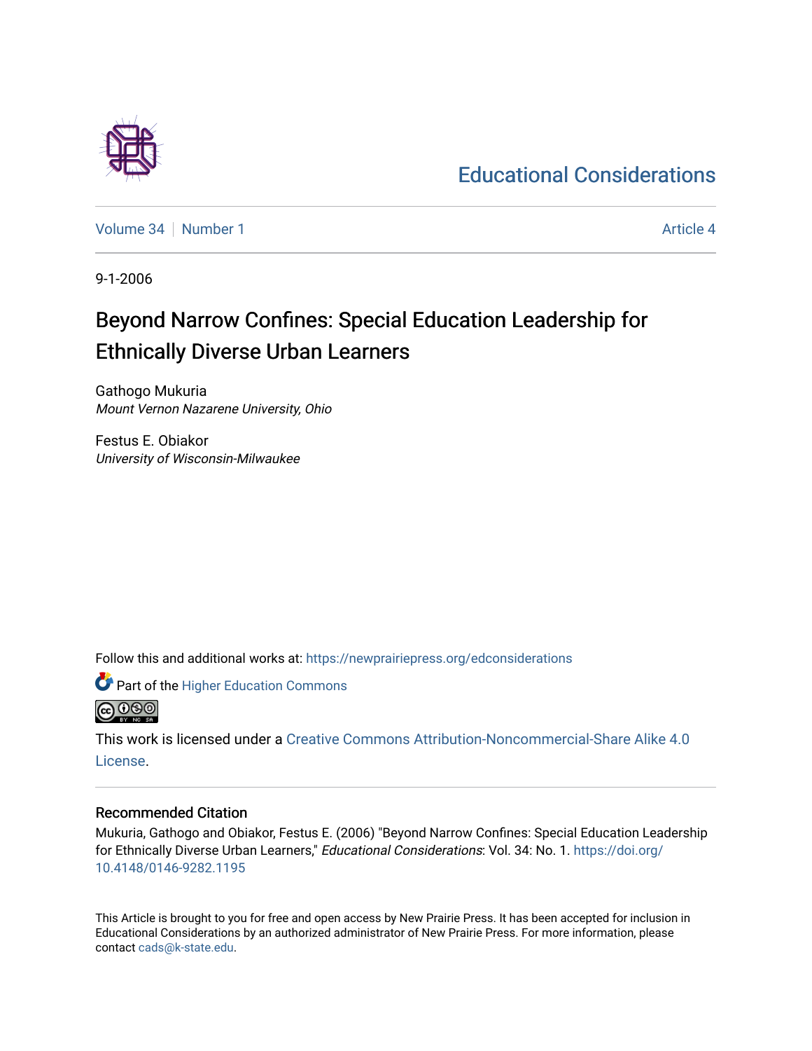Educational Considerations

Volume 34 | Number 1 | Article 4

9-1-2006

# Beyond Narrow Confines: Special Education Leadership for Ethnically Diverse Urban Learners

Gathogo Mukuria
*Mount Vernon Nazarene University, Ohio*

Festus E. Obiakor
*University of Wisconsin-Milwaukee*

Follow this and additional works at: https://newprairiepress.org/edconsiderations

Part of the Higher Education Commons

This work is licensed under a Creative Commons Attribution-Noncommercial-Share Alike 4.0 License.

## Recommended Citation

Mukuria, Gathogo and Obiakor, Festus E. (2006) "Beyond Narrow Confines: Special Education Leadership for Ethnically Diverse Urban Learners," *Educational Considerations*: Vol. 34: No. 1. https://doi.org/10.4148/0146-9282.1195

This Article is brought to you for free and open access by New Prairie Press. It has been accepted for inclusion in Educational Considerations by an authorized administrator of New Prairie Press. For more information, please contact cads@k-state.edu.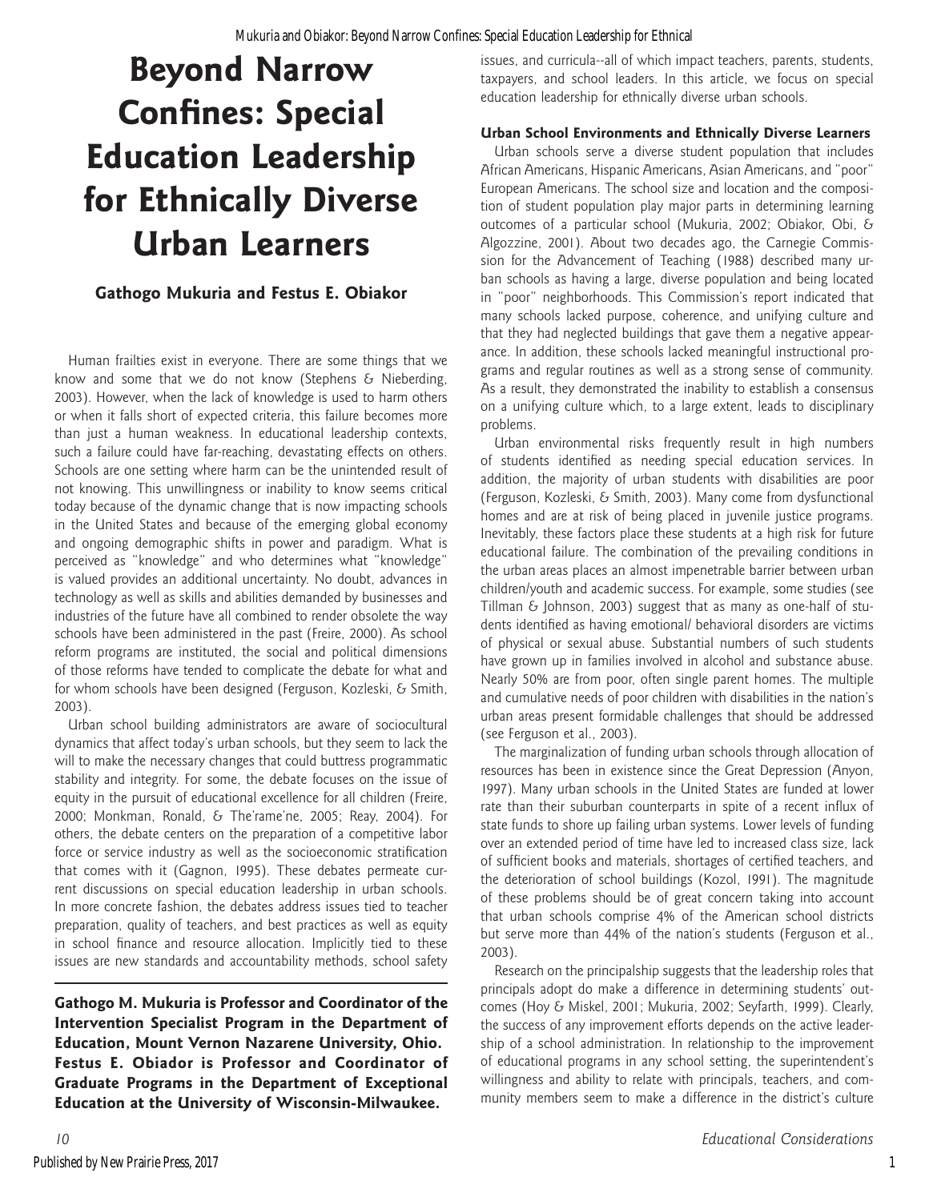# Beyond Narrow Confines: Special Education Leadership for Ethnically Diverse Urban Learners

### Gathogo Mukuria and Festus E. Obiakor

Human frailties exist in everyone. There are some things that we know and some that we do not know (Stephens & Nieberding, 2003). However, when the lack of knowledge is used to harm others or when it falls short of expected criteria, this failure becomes more than just a human weakness. In educational leadership contexts, such a failure could have far-reaching, devastating effects on others. Schools are one setting where harm can be the unintended result of not knowing. This unwillingness or inability to know seems critical today because of the dynamic change that is now impacting schools in the United States and because of the emerging global economy and ongoing demographic shifts in power and paradigm. What is perceived as "knowledge" and who determines what "knowledge" is valued provides an additional uncertainty. No doubt, advances in technology as well as skills and abilities demanded by businesses and industries of the future have all combined to render obsolete the way schools have been administered in the past (Freire, 2000). As school reform programs are instituted, the social and political dimensions of those reforms have tended to complicate the debate for what and for whom schools have been designed (Ferguson, Kozleski, & Smith, 2003).

Urban school building administrators are aware of sociocultural dynamics that affect today's urban schools, but they seem to lack the will to make the necessary changes that could buttress programmatic stability and integrity. For some, the debate focuses on the issue of equity in the pursuit of educational excellence for all children (Freire, 2000; Monkman, Ronald, & The'rame'ne, 2005; Reay, 2004). For others, the debate centers on the preparation of a competitive labor force or service industry as well as the socioeconomic stratification that comes with it (Gagnon, 1995). These debates permeate current discussions on special education leadership in urban schools. In more concrete fashion, the debates address issues tied to teacher preparation, quality of teachers, and best practices as well as equity in school finance and resource allocation. Implicitly tied to these issues are new standards and accountability methods, school safety issues, and curricula--all of which impact teachers, parents, students, taxpayers, and school leaders. In this article, we focus on special education leadership for ethnically diverse urban schools.

**Gathogo M. Mukuria is Professor and Coordinator of the Intervention Specialist Program in the Department of Education, Mount Vernon Nazarene University, Ohio. Festus E. Obiador is Professor and Coordinator of Graduate Programs in the Department of Exceptional Education at the University of Wisconsin-Milwaukee.**

#### Urban School Environments and Ethnically Diverse Learners

Urban schools serve a diverse student population that includes African Americans, Hispanic Americans, Asian Americans, and "poor" European Americans. The school size and location and the composition of student population play major parts in determining learning outcomes of a particular school (Mukuria, 2002; Obiakor, Obi, & Algozzine, 2001). About two decades ago, the Carnegie Commission for the Advancement of Teaching (1988) described many urban schools as having a large, diverse population and being located in "poor" neighborhoods. This Commission's report indicated that many schools lacked purpose, coherence, and unifying culture and that they had neglected buildings that gave them a negative appearance. In addition, these schools lacked meaningful instructional programs and regular routines as well as a strong sense of community. As a result, they demonstrated the inability to establish a consensus on a unifying culture which, to a large extent, leads to disciplinary problems.

Urban environmental risks frequently result in high numbers of students identified as needing special education services. In addition, the majority of urban students with disabilities are poor (Ferguson, Kozleski, & Smith, 2003). Many come from dysfunctional homes and are at risk of being placed in juvenile justice programs. Inevitably, these factors place these students at a high risk for future educational failure. The combination of the prevailing conditions in the urban areas places an almost impenetrable barrier between urban children/youth and academic success. For example, some studies (see Tillman & Johnson, 2003) suggest that as many as one-half of students identified as having emotional/ behavioral disorders are victims of physical or sexual abuse. Substantial numbers of such students have grown up in families involved in alcohol and substance abuse. Nearly 50% are from poor, often single parent homes. The multiple and cumulative needs of poor children with disabilities in the nation's urban areas present formidable challenges that should be addressed (see Ferguson et al., 2003).

The marginalization of funding urban schools through allocation of resources has been in existence since the Great Depression (Anyon, 1997). Many urban schools in the United States are funded at lower rate than their suburban counterparts in spite of a recent influx of state funds to shore up failing urban systems. Lower levels of funding over an extended period of time have led to increased class size, lack of sufficient books and materials, shortages of certified teachers, and the deterioration of school buildings (Kozol, 1991). The magnitude of these problems should be of great concern taking into account that urban schools comprise 4% of the American school districts but serve more than 44% of the nation's students (Ferguson et al., 2003).

Research on the principalship suggests that the leadership roles that principals adopt do make a difference in determining students' outcomes (Hoy & Miskel, 2001; Mukuria, 2002; Seyfarth, 1999). Clearly, the success of any improvement efforts depends on the active leadership of a school administration. In relationship to the improvement of educational programs in any school setting, the superintendent's willingness and ability to relate with principals, teachers, and community members seem to make a difference in the district's culture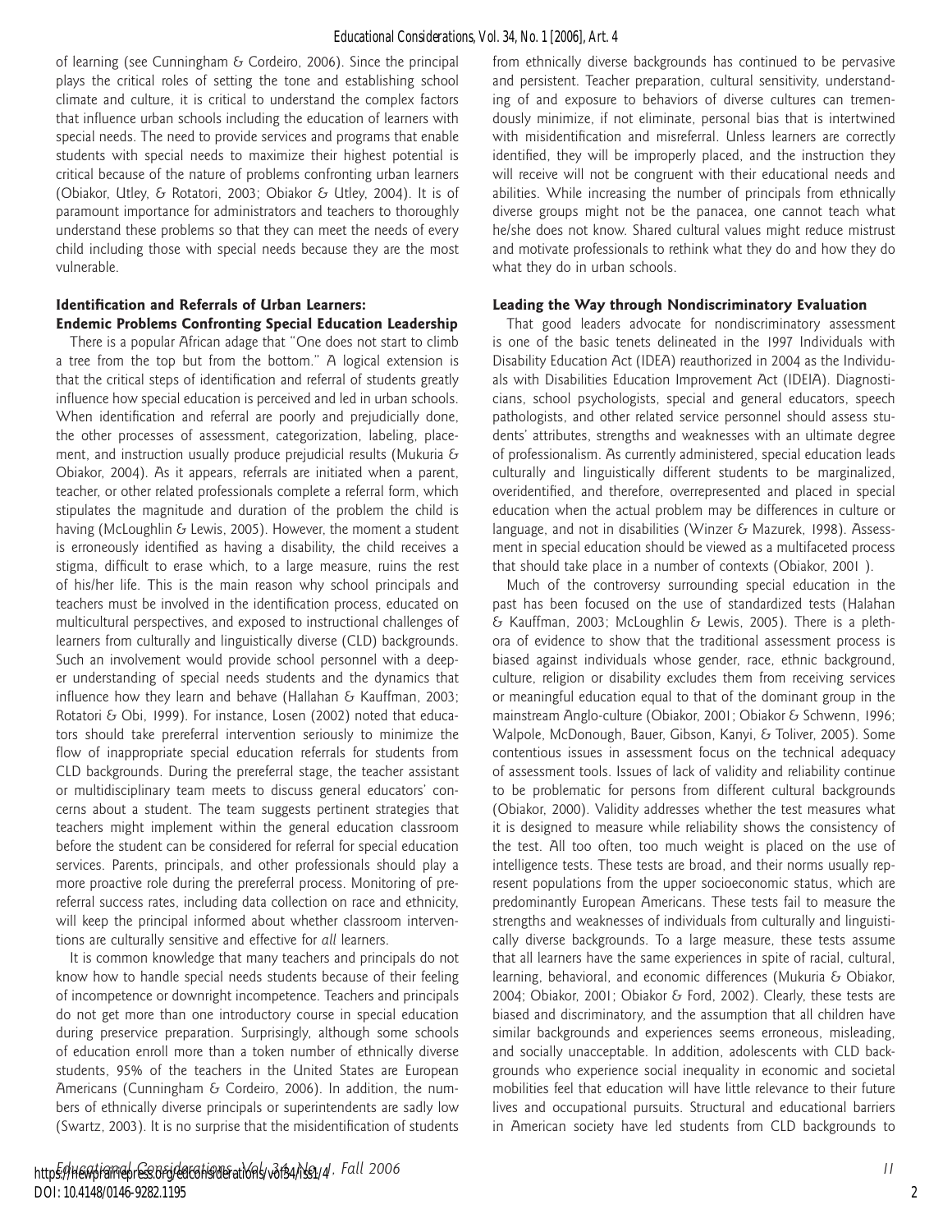of learning (see Cunningham & Cordeiro, 2006). Since the principal plays the critical roles of setting the tone and establishing school climate and culture, it is critical to understand the complex factors that influence urban schools including the education of learners with special needs. The need to provide services and programs that enable students with special needs to maximize their highest potential is critical because of the nature of problems confronting urban learners (Obiakor, Utley, & Rotatori, 2003; Obiakor & Utley, 2004). It is of paramount importance for administrators and teachers to thoroughly understand these problems so that they can meet the needs of every child including those with special needs because they are the most vulnerable.

**Identification and Referrals of Urban Learners: Endemic Problems Confronting Special Education Leadership**

There is a popular African adage that "One does not start to climb a tree from the top but from the bottom." A logical extension is that the critical steps of identification and referral of students greatly influence how special education is perceived and led in urban schools. When identification and referral are poorly and prejudicially done, the other processes of assessment, categorization, labeling, placement, and instruction usually produce prejudicial results (Mukuria & Obiakor, 2004). As it appears, referrals are initiated when a parent, teacher, or other related professionals complete a referral form, which stipulates the magnitude and duration of the problem the child is having (McLoughlin & Lewis, 2005). However, the moment a student is erroneously identified as having a disability, the child receives a stigma, difficult to erase which, to a large measure, ruins the rest of his/her life. This is the main reason why school principals and teachers must be involved in the identification process, educated on multicultural perspectives, and exposed to instructional challenges of learners from culturally and linguistically diverse (CLD) backgrounds. Such an involvement would provide school personnel with a deeper understanding of special needs students and the dynamics that influence how they learn and behave (Hallahan & Kauffman, 2003; Rotatori & Obi, 1999). For instance, Losen (2002) noted that educators should take prereferral intervention seriously to minimize the flow of inappropriate special education referrals for students from CLD backgrounds. During the prereferral stage, the teacher assistant or multidisciplinary team meets to discuss general educators' concerns about a student. The team suggests pertinent strategies that teachers might implement within the general education classroom before the student can be considered for referral for special education services. Parents, principals, and other professionals should play a more proactive role during the prereferral process. Monitoring of prereferral success rates, including data collection on race and ethnicity, will keep the principal informed about whether classroom interventions are culturally sensitive and effective for *all* learners.

It is common knowledge that many teachers and principals do not know how to handle special needs students because of their feeling of incompetence or downright incompetence. Teachers and principals do not get more than one introductory course in special education during preservice preparation. Surprisingly, although some schools of education enroll more than a token number of ethnically diverse students, 95% of the teachers in the United States are European Americans (Cunningham & Cordeiro, 2006). In addition, the numbers of ethnically diverse principals or superintendents are sadly low (Swartz, 2003). It is no surprise that the misidentification of students from ethnically diverse backgrounds has continued to be pervasive and persistent. Teacher preparation, cultural sensitivity, understanding of and exposure to behaviors of diverse cultures can tremendously minimize, if not eliminate, personal bias that is intertwined with misidentification and misreferral. Unless learners are correctly identified, they will be improperly placed, and the instruction they will receive will not be congruent with their educational needs and abilities. While increasing the number of principals from ethnically diverse groups might not be the panacea, one cannot teach what he/she does not know. Shared cultural values might reduce mistrust and motivate professionals to rethink what they do and how they do what they do in urban schools.

**Leading the Way through Nondiscriminatory Evaluation**

That good leaders advocate for nondiscriminatory assessment is one of the basic tenets delineated in the 1997 Individuals with Disability Education Act (IDEA) reauthorized in 2004 as the Individuals with Disabilities Education Improvement Act (IDEIA). Diagnosticians, school psychologists, special and general educators, speech pathologists, and other related service personnel should assess students' attributes, strengths and weaknesses with an ultimate degree of professionalism. As currently administered, special education leads culturally and linguistically different students to be marginalized, overidentified, and therefore, overrepresented and placed in special education when the actual problem may be differences in culture or language, and not in disabilities (Winzer & Mazurek, 1998). Assessment in special education should be viewed as a multifaceted process that should take place in a number of contexts (Obiakor, 2001 ).

Much of the controversy surrounding special education in the past has been focused on the use of standardized tests (Halahan & Kauffman, 2003; McLoughlin & Lewis, 2005). There is a plethora of evidence to show that the traditional assessment process is biased against individuals whose gender, race, ethnic background, culture, religion or disability excludes them from receiving services or meaningful education equal to that of the dominant group in the mainstream Anglo-culture (Obiakor, 2001; Obiakor & Schwenn, 1996; Walpole, McDonough, Bauer, Gibson, Kanyi, & Toliver, 2005). Some contentious issues in assessment focus on the technical adequacy of assessment tools. Issues of lack of validity and reliability continue to be problematic for persons from different cultural backgrounds (Obiakor, 2000). Validity addresses whether the test measures what it is designed to measure while reliability shows the consistency of the test. All too often, too much weight is placed on the use of intelligence tests. These tests are broad, and their norms usually represent populations from the upper socioeconomic status, which are predominantly European Americans. These tests fail to measure the strengths and weaknesses of individuals from culturally and linguistically diverse backgrounds. To a large measure, these tests assume that all learners have the same experiences in spite of racial, cultural, learning, behavioral, and economic differences (Mukuria & Obiakor, 2004; Obiakor, 2001; Obiakor & Ford, 2002). Clearly, these tests are biased and discriminatory, and the assumption that all children have similar backgrounds and experiences seems erroneous, misleading, and socially unacceptable. In addition, adolescents with CLD backgrounds who experience social inequality in economic and societal mobilities feel that education will have little relevance to their future lives and occupational pursuits. Structural and educational barriers in American society have led students from CLD backgrounds to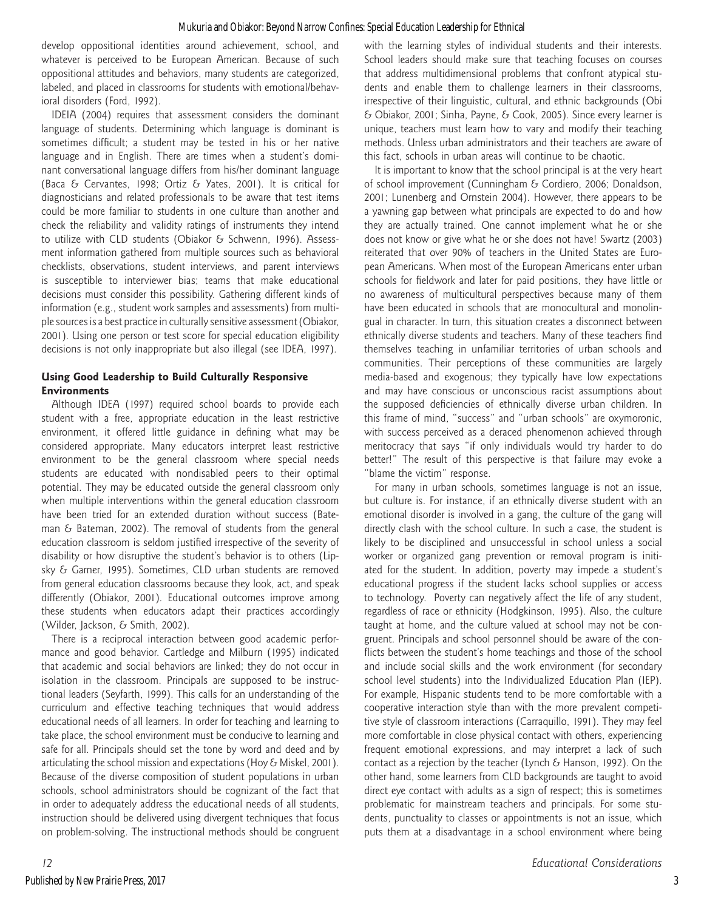develop oppositional identities around achievement, school, and whatever is perceived to be European American. Because of such oppositional attitudes and behaviors, many students are categorized, labeled, and placed in classrooms for students with emotional/behavioral disorders (Ford, 1992).

IDEIA (2004) requires that assessment considers the dominant language of students. Determining which language is dominant is sometimes difficult; a student may be tested in his or her native language and in English. There are times when a student's dominant conversational language differs from his/her dominant language (Baca & Cervantes, 1998; Ortiz & Yates, 2001). It is critical for diagnosticians and related professionals to be aware that test items could be more familiar to students in one culture than another and check the reliability and validity ratings of instruments they intend to utilize with CLD students (Obiakor & Schwenn, 1996). Assessment information gathered from multiple sources such as behavioral checklists, observations, student interviews, and parent interviews is susceptible to interviewer bias; teams that make educational decisions must consider this possibility. Gathering different kinds of information (e.g., student work samples and assessments) from multiple sources is a best practice in culturally sensitive assessment (Obiakor, 2001). Using one person or test score for special education eligibility decisions is not only inappropriate but also illegal (see IDEA, 1997).

### Using Good Leadership to Build Culturally Responsive Environments

Although IDEA (1997) required school boards to provide each student with a free, appropriate education in the least restrictive environment, it offered little guidance in defining what may be considered appropriate. Many educators interpret least restrictive environment to be the general classroom where special needs students are educated with nondisabled peers to their optimal potential. They may be educated outside the general classroom only when multiple interventions within the general education classroom have been tried for an extended duration without success (Bateman & Bateman, 2002). The removal of students from the general education classroom is seldom justified irrespective of the severity of disability or how disruptive the student's behavior is to others (Lipsky & Garner, 1995). Sometimes, CLD urban students are removed from general education classrooms because they look, act, and speak differently (Obiakor, 2001). Educational outcomes improve among these students when educators adapt their practices accordingly (Wilder, Jackson, & Smith, 2002).

There is a reciprocal interaction between good academic performance and good behavior. Cartledge and Milburn (1995) indicated that academic and social behaviors are linked; they do not occur in isolation in the classroom. Principals are supposed to be instructional leaders (Seyfarth, 1999). This calls for an understanding of the curriculum and effective teaching techniques that would address educational needs of all learners. In order for teaching and learning to take place, the school environment must be conducive to learning and safe for all. Principals should set the tone by word and deed and by articulating the school mission and expectations (Hoy & Miskel, 2001). Because of the diverse composition of student populations in urban schools, school administrators should be cognizant of the fact that in order to adequately address the educational needs of all students, instruction should be delivered using divergent techniques that focus on problem-solving. The instructional methods should be congruent with the learning styles of individual students and their interests. School leaders should make sure that teaching focuses on courses that address multidimensional problems that confront atypical students and enable them to challenge learners in their classrooms, irrespective of their linguistic, cultural, and ethnic backgrounds (Obi & Obiakor, 2001; Sinha, Payne, & Cook, 2005). Since every learner is unique, teachers must learn how to vary and modify their teaching methods. Unless urban administrators and their teachers are aware of this fact, schools in urban areas will continue to be chaotic.

It is important to know that the school principal is at the very heart of school improvement (Cunningham & Cordiero, 2006; Donaldson, 2001; Lunenberg and Ornstein 2004). However, there appears to be a yawning gap between what principals are expected to do and how they are actually trained. One cannot implement what he or she does not know or give what he or she does not have! Swartz (2003) reiterated that over 90% of teachers in the United States are European Americans. When most of the European Americans enter urban schools for fieldwork and later for paid positions, they have little or no awareness of multicultural perspectives because many of them have been educated in schools that are monocultural and monolingual in character. In turn, this situation creates a disconnect between ethnically diverse students and teachers. Many of these teachers find themselves teaching in unfamiliar territories of urban schools and communities. Their perceptions of these communities are largely media-based and exogenous; they typically have low expectations and may have conscious or unconscious racist assumptions about the supposed deficiencies of ethnically diverse urban children. In this frame of mind, "success" and "urban schools" are oxymoronic, with success perceived as a deraced phenomenon achieved through meritocracy that says "if only individuals would try harder to do better!" The result of this perspective is that failure may evoke a "blame the victim" response.

For many in urban schools, sometimes language is not an issue, but culture is. For instance, if an ethnically diverse student with an emotional disorder is involved in a gang, the culture of the gang will directly clash with the school culture. In such a case, the student is likely to be disciplined and unsuccessful in school unless a social worker or organized gang prevention or removal program is initiated for the student. In addition, poverty may impede a student's educational progress if the student lacks school supplies or access to technology. Poverty can negatively affect the life of any student, regardless of race or ethnicity (Hodgkinson, 1995). Also, the culture taught at home, and the culture valued at school may not be congruent. Principals and school personnel should be aware of the conflicts between the student's home teachings and those of the school and include social skills and the work environment (for secondary school level students) into the Individualized Education Plan (IEP). For example, Hispanic students tend to be more comfortable with a cooperative interaction style than with the more prevalent competitive style of classroom interactions (Carraquillo, 1991). They may feel more comfortable in close physical contact with others, experiencing frequent emotional expressions, and may interpret a lack of such contact as a rejection by the teacher (Lynch & Hanson, 1992). On the other hand, some learners from CLD backgrounds are taught to avoid direct eye contact with adults as a sign of respect; this is sometimes problematic for mainstream teachers and principals. For some students, punctuality to classes or appointments is not an issue, which puts them at a disadvantage in a school environment where being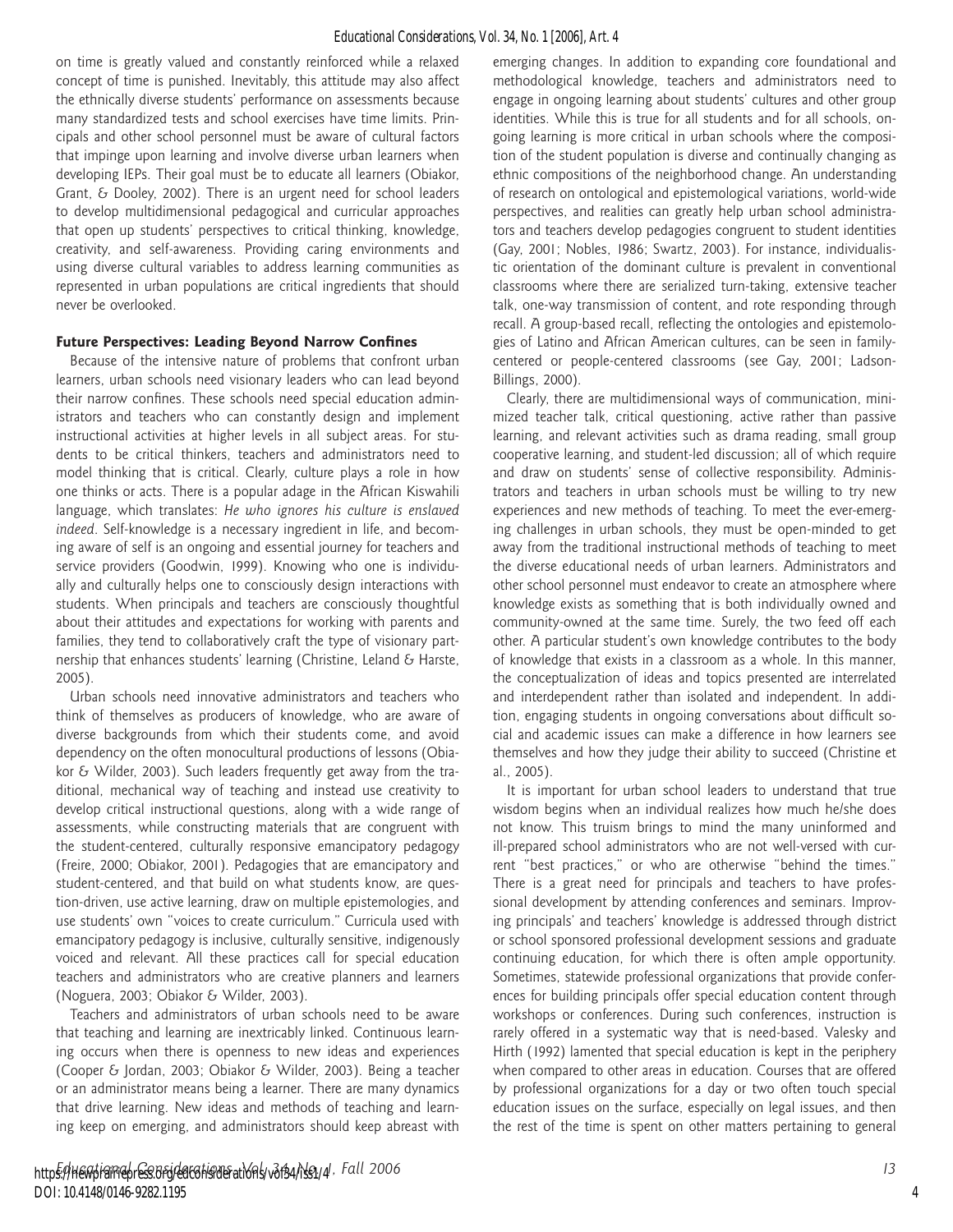on time is greatly valued and constantly reinforced while a relaxed concept of time is punished. Inevitably, this attitude may also affect the ethnically diverse students' performance on assessments because many standardized tests and school exercises have time limits. Principals and other school personnel must be aware of cultural factors that impinge upon learning and involve diverse urban learners when developing IEPs. Their goal must be to educate all learners (Obiakor, Grant, & Dooley, 2002). There is an urgent need for school leaders to develop multidimensional pedagogical and curricular approaches that open up students' perspectives to critical thinking, knowledge, creativity, and self-awareness. Providing caring environments and using diverse cultural variables to address learning communities as represented in urban populations are critical ingredients that should never be overlooked.

## Future Perspectives: Leading Beyond Narrow Confines

Because of the intensive nature of problems that confront urban learners, urban schools need visionary leaders who can lead beyond their narrow confines. These schools need special education administrators and teachers who can constantly design and implement instructional activities at higher levels in all subject areas. For students to be critical thinkers, teachers and administrators need to model thinking that is critical. Clearly, culture plays a role in how one thinks or acts. There is a popular adage in the African Kiswahili language, which translates: *He who ignores his culture is enslaved indeed*. Self-knowledge is a necessary ingredient in life, and becoming aware of self is an ongoing and essential journey for teachers and service providers (Goodwin, 1999). Knowing who one is individually and culturally helps one to consciously design interactions with students. When principals and teachers are consciously thoughtful about their attitudes and expectations for working with parents and families, they tend to collaboratively craft the type of visionary partnership that enhances students' learning (Christine, Leland & Harste, 2005).

Urban schools need innovative administrators and teachers who think of themselves as producers of knowledge, who are aware of diverse backgrounds from which their students come, and avoid dependency on the often monocultural productions of lessons (Obiakor & Wilder, 2003). Such leaders frequently get away from the traditional, mechanical way of teaching and instead use creativity to develop critical instructional questions, along with a wide range of assessments, while constructing materials that are congruent with the student-centered, culturally responsive emancipatory pedagogy (Freire, 2000; Obiakor, 2001). Pedagogies that are emancipatory and student-centered, and that build on what students know, are question-driven, use active learning, draw on multiple epistemologies, and use students' own "voices to create curriculum." Curricula used with emancipatory pedagogy is inclusive, culturally sensitive, indigenously voiced and relevant. All these practices call for special education teachers and administrators who are creative planners and learners (Noguera, 2003; Obiakor & Wilder, 2003).

Teachers and administrators of urban schools need to be aware that teaching and learning are inextricably linked. Continuous learning occurs when there is openness to new ideas and experiences (Cooper & Jordan, 2003; Obiakor & Wilder, 2003). Being a teacher or an administrator means being a learner. There are many dynamics that drive learning. New ideas and methods of teaching and learning keep on emerging, and administrators should keep abreast with emerging changes. In addition to expanding core foundational and methodological knowledge, teachers and administrators need to engage in ongoing learning about students' cultures and other group identities. While this is true for all students and for all schools, ongoing learning is more critical in urban schools where the composition of the student population is diverse and continually changing as ethnic compositions of the neighborhood change. An understanding of research on ontological and epistemological variations, world-wide perspectives, and realities can greatly help urban school administrators and teachers develop pedagogies congruent to student identities (Gay, 2001; Nobles, 1986; Swartz, 2003). For instance, individualistic orientation of the dominant culture is prevalent in conventional classrooms where there are serialized turn-taking, extensive teacher talk, one-way transmission of content, and rote responding through recall. A group-based recall, reflecting the ontologies and epistemologies of Latino and African American cultures, can be seen in family-centered or people-centered classrooms (see Gay, 2001; Ladson-Billings, 2000).

Clearly, there are multidimensional ways of communication, minimized teacher talk, critical questioning, active rather than passive learning, and relevant activities such as drama reading, small group cooperative learning, and student-led discussion; all of which require and draw on students' sense of collective responsibility. Administrators and teachers in urban schools must be willing to try new experiences and new methods of teaching. To meet the ever-emerging challenges in urban schools, they must be open-minded to get away from the traditional instructional methods of teaching to meet the diverse educational needs of urban learners. Administrators and other school personnel must endeavor to create an atmosphere where knowledge exists as something that is both individually owned and community-owned at the same time. Surely, the two feed off each other. A particular student's own knowledge contributes to the body of knowledge that exists in a classroom as a whole. In this manner, the conceptualization of ideas and topics presented are interrelated and interdependent rather than isolated and independent. In addition, engaging students in ongoing conversations about difficult social and academic issues can make a difference in how learners see themselves and how they judge their ability to succeed (Christine et al., 2005).

It is important for urban school leaders to understand that true wisdom begins when an individual realizes how much he/she does not know. This truism brings to mind the many uninformed and ill-prepared school administrators who are not well-versed with current "best practices," or who are otherwise "behind the times." There is a great need for principals and teachers to have professional development by attending conferences and seminars. Improving principals' and teachers' knowledge is addressed through district or school sponsored professional development sessions and graduate continuing education, for which there is often ample opportunity. Sometimes, statewide professional organizations that provide conferences for building principals offer special education content through workshops or conferences. During such conferences, instruction is rarely offered in a systematic way that is need-based. Valesky and Hirth (1992) lamented that special education is kept in the periphery when compared to other areas in education. Courses that are offered by professional organizations for a day or two often touch special education issues on the surface, especially on legal issues, and then the rest of the time is spent on other matters pertaining to general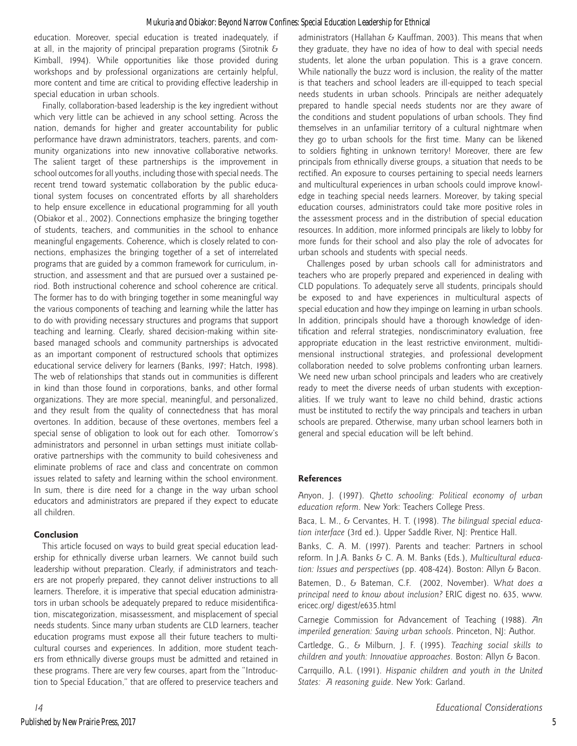education. Moreover, special education is treated inadequately, if at all, in the majority of principal preparation programs (Sirotnik & Kimball, 1994). While opportunities like those provided during workshops and by professional organizations are certainly helpful, more content and time are critical to providing effective leadership in special education in urban schools.

Finally, collaboration-based leadership is the key ingredient without which very little can be achieved in any school setting. Across the nation, demands for higher and greater accountability for public performance have drawn administrators, teachers, parents, and community organizations into new innovative collaborative networks. The salient target of these partnerships is the improvement in school outcomes for all youths, including those with special needs. The recent trend toward systematic collaboration by the public educational system focuses on concentrated efforts by all shareholders to help ensure excellence in educational programming for all youth (Obiakor et al., 2002). Connections emphasize the bringing together of students, teachers, and communities in the school to enhance meaningful engagements. Coherence, which is closely related to connections, emphasizes the bringing together of a set of interrelated programs that are guided by a common framework for curriculum, instruction, and assessment and that are pursued over a sustained period. Both instructional coherence and school coherence are critical. The former has to do with bringing together in some meaningful way the various components of teaching and learning while the latter has to do with providing necessary structures and programs that support teaching and learning. Clearly, shared decision-making within site-based managed schools and community partnerships is advocated as an important component of restructured schools that optimizes educational service delivery for learners (Banks, 1997; Hatch, 1998). The web of relationships that stands out in communities is different in kind than those found in corporations, banks, and other formal organizations. They are more special, meaningful, and personalized, and they result from the quality of connectedness that has moral overtones. In addition, because of these overtones, members feel a special sense of obligation to look out for each other. Tomorrow's administrators and personnel in urban settings must initiate collaborative partnerships with the community to build cohesiveness and eliminate problems of race and class and concentrate on common issues related to safety and learning within the school environment. In sum, there is dire need for a change in the way urban school educators and administrators are prepared if they expect to educate all children.

## Conclusion

This article focused on ways to build great special education leadership for ethnically diverse urban learners. We cannot build such leadership without preparation. Clearly, if administrators and teachers are not properly prepared, they cannot deliver instructions to all learners. Therefore, it is imperative that special education administrators in urban schools be adequately prepared to reduce misidentification, miscategorization, misassessment, and misplacement of special needs students. Since many urban students are CLD learners, teacher education programs must expose all their future teachers to multicultural courses and experiences. In addition, more student teachers from ethnically diverse groups must be admitted and retained in these programs. There are very few courses, apart from the "Introduction to Special Education," that are offered to preservice teachers and administrators (Hallahan & Kauffman, 2003). This means that when they graduate, they have no idea of how to deal with special needs students, let alone the urban population. This is a grave concern. While nationally the buzz word is inclusion, the reality of the matter is that teachers and school leaders are ill-equipped to teach special needs students in urban schools. Principals are neither adequately prepared to handle special needs students nor are they aware of the conditions and student populations of urban schools. They find themselves in an unfamiliar territory of a cultural nightmare when they go to urban schools for the first time. Many can be likened to soldiers fighting in unknown territory! Moreover, there are few principals from ethnically diverse groups, a situation that needs to be rectified. An exposure to courses pertaining to special needs learners and multicultural experiences in urban schools could improve knowledge in teaching special needs learners. Moreover, by taking special education courses, administrators could take more positive roles in the assessment process and in the distribution of special education resources. In addition, more informed principals are likely to lobby for more funds for their school and also play the role of advocates for urban schools and students with special needs.

Challenges posed by urban schools call for administrators and teachers who are properly prepared and experienced in dealing with CLD populations. To adequately serve all students, principals should be exposed to and have experiences in multicultural aspects of special education and how they impinge on learning in urban schools. In addition, principals should have a thorough knowledge of identification and referral strategies, nondiscriminatory evaluation, free appropriate education in the least restrictive environment, multidimensional instructional strategies, and professional development collaboration needed to solve problems confronting urban learners. We need new urban school principals and leaders who are creatively ready to meet the diverse needs of urban students with exceptionalities. If we truly want to leave no child behind, drastic actions must be instituted to rectify the way principals and teachers in urban schools are prepared. Otherwise, many urban school learners both in general and special education will be left behind.

## References

Anyon, J. (1997). *Ghetto schooling: Political economy of urban education reform*. New York: Teachers College Press.

Baca, L. M., & Cervantes, H. T. (1998). *The bilingual special education interface* (3rd ed.). Upper Saddle River, NJ: Prentice Hall.

Banks, C. A. M. (1997). Parents and teacher: Partners in school reform. In J.A. Banks & C. A. M. Banks (Eds.), *Multicultural education: Issues and perspectives* (pp. 408-424). Boston: Allyn & Bacon.

Batemen, D., & Bateman, C.F. (2002, November). *What does a principal need to know about inclusion?* ERIC digest no. 635, www.ericec.org/ digest/e635.html

Carnegie Commission for Advancement of Teaching (1988). *An imperiled generation: Saving urban schools*. Princeton, NJ: Author.

Cartledge, G., & Milburn, J. F. (1995). *Teaching social skills to children and youth: Innovative approaches*. Boston: Allyn & Bacon.

Carrquillo, A.L. (1991). *Hispanic children and youth in the United States: A reasoning guide*. New York: Garland.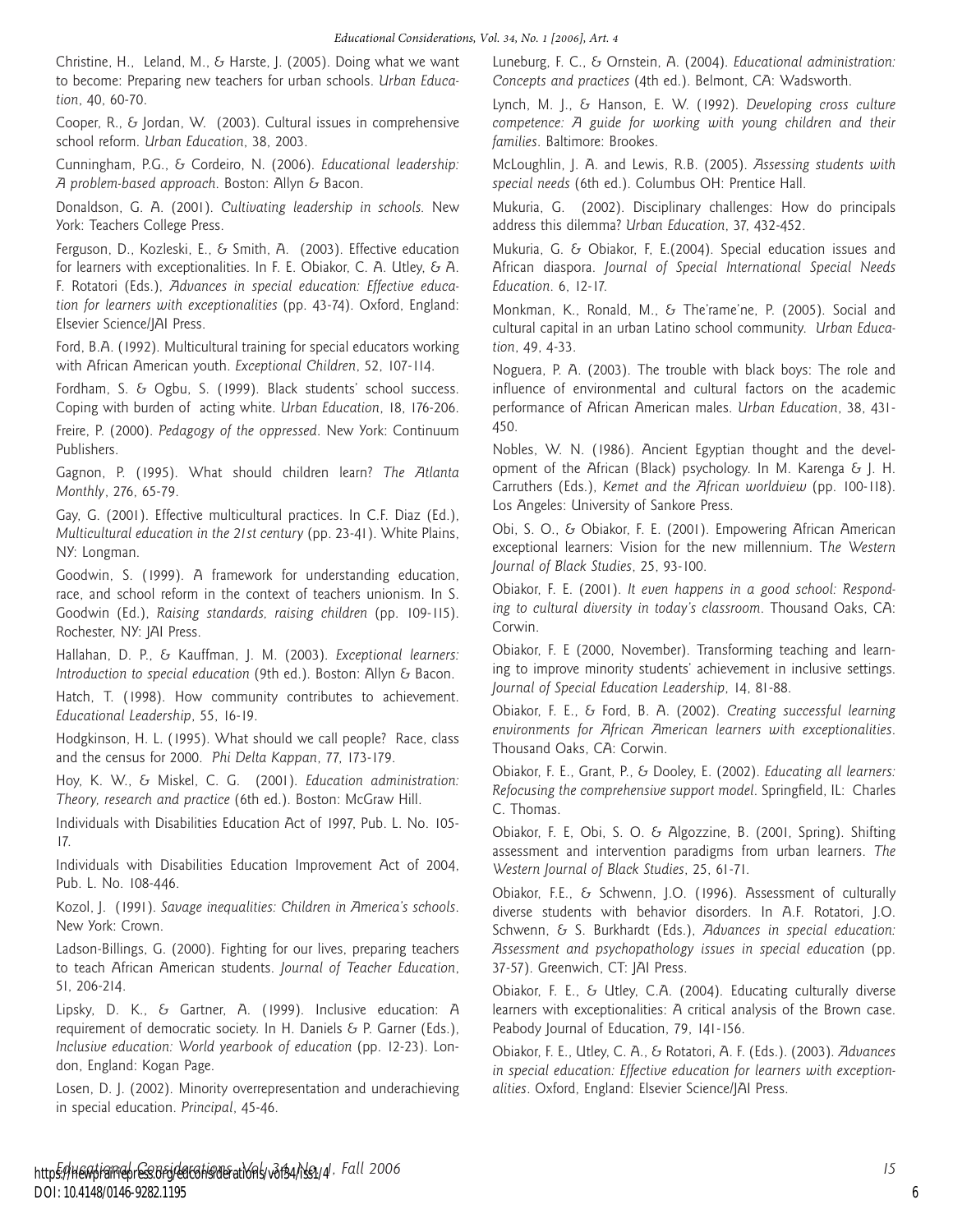Christine, H., Leland, M., & Harste, J. (2005). Doing what we want to become: Preparing new teachers for urban schools. *Urban Education*, 40, 60-70.

Cooper, R., & Jordan, W. (2003). Cultural issues in comprehensive school reform. *Urban Education*, 38, 2003.

Cunningham, P.G., & Cordeiro, N. (2006). *Educational leadership: A problem-based approach*. Boston: Allyn & Bacon.

Donaldson, G. A. (2001). *Cultivating leadership in schools.* New York: Teachers College Press.

Ferguson, D., Kozleski, E., & Smith, A. (2003). Effective education for learners with exceptionalities. In F. E. Obiakor, C. A. Utley, & A. F. Rotatori (Eds.), *Advances in special education: Effective education for learners with exceptionalities* (pp. 43-74). Oxford, England: Elsevier Science/JAI Press.

Ford, B.A. (1992). Multicultural training for special educators working with African American youth. *Exceptional Children*, 52, 107-114.

Fordham, S. & Ogbu, S. (1999). Black students' school success. Coping with burden of acting white. *Urban Education*, 18, 176-206.

Freire, P. (2000). *Pedagogy of the oppressed*. New York: Continuum Publishers.

Gagnon, P. (1995). What should children learn? *The Atlanta Monthly*, 276, 65-79.

Gay, G. (2001). Effective multicultural practices. In C.F. Diaz (Ed.), *Multicultural education in the 21st century* (pp. 23-41). White Plains, NY: Longman.

Goodwin, S. (1999). A framework for understanding education, race, and school reform in the context of teachers unionism. In S. Goodwin (Ed.), *Raising standards, raising children* (pp. 109-115). Rochester, NY: JAI Press.

Hallahan, D. P., & Kauffman, J. M. (2003). *Exceptional learners: Introduction to special education* (9th ed.). Boston: Allyn & Bacon.

Hatch, T. (1998). How community contributes to achievement. *Educational Leadership*, 55, 16-19.

Hodgkinson, H. L. (1995). What should we call people? Race, class and the census for 2000. *Phi Delta Kappan*, 77, 173-179.

Hoy, K. W., & Miskel, C. G. (2001). *Education administration: Theory, research and practice* (6th ed.). Boston: McGraw Hill.

Individuals with Disabilities Education Act of 1997, Pub. L. No. 105-17.

Individuals with Disabilities Education Improvement Act of 2004, Pub. L. No. 108-446.

Kozol, J. (1991). *Savage inequalities: Children in America's schools*. New York: Crown.

Ladson-Billings, G. (2000). Fighting for our lives, preparing teachers to teach African American students. *Journal of Teacher Education*, 51, 206-214.

Lipsky, D. K., & Gartner, A. (1999). Inclusive education: A requirement of democratic society. In H. Daniels & P. Garner (Eds.), *Inclusive education: World yearbook of education* (pp. 12-23). London, England: Kogan Page.

Losen, D. J. (2002). Minority overrepresentation and underachieving in special education. *Principal*, 45-46.

Luneburg, F. C., & Ornstein, A. (2004). *Educational administration: Concepts and practices* (4th ed.). Belmont, CA: Wadsworth.

Lynch, M. J., & Hanson, E. W. (1992). *Developing cross culture competence: A guide for working with young children and their families*. Baltimore: Brookes.

McLoughlin, J. A. and Lewis, R.B. (2005). *Assessing students with special needs* (6th ed.). Columbus OH: Prentice Hall.

Mukuria, G. (2002). Disciplinary challenges: How do principals address this dilemma? *Urban Education*, 37, 432-452.

Mukuria, G. & Obiakor, F, E.(2004). Special education issues and African diaspora. *Journal of Special International Special Needs Education*. 6, 12-17.

Monkman, K., Ronald, M., & The'rame'ne, P. (2005). Social and cultural capital in an urban Latino school community. *Urban Education*, 49, 4-33.

Noguera, P. A. (2003). The trouble with black boys: The role and influence of environmental and cultural factors on the academic performance of African American males. *Urban Education*, 38, 431-450.

Nobles, W. N. (1986). Ancient Egyptian thought and the development of the African (Black) psychology. In M. Karenga & J. H. Carruthers (Eds.), *Kemet and the African worldview* (pp. 100-118). Los Angeles: University of Sankore Press.

Obi, S. O., & Obiakor, F. E. (2001). Empowering African American exceptional learners: Vision for the new millennium. *The Western Journal of Black Studies*, 25, 93-100.

Obiakor, F. E. (2001). *It even happens in a good school: Responding to cultural diversity in today's classroom*. Thousand Oaks, CA: Corwin.

Obiakor, F. E (2000, November). Transforming teaching and learning to improve minority students' achievement in inclusive settings. *Journal of Special Education Leadership*, 14, 81-88.

Obiakor, F. E., & Ford, B. A. (2002). *Creating successful learning environments for African American learners with exceptionalities*. Thousand Oaks, CA: Corwin.

Obiakor, F. E., Grant, P., & Dooley, E. (2002). *Educating all learners: Refocusing the comprehensive support model*. Springfield, IL: Charles C. Thomas.

Obiakor, F. E, Obi, S. O. & Algozzine, B. (2001, Spring). Shifting assessment and intervention paradigms from urban learners. *The Western Journal of Black Studies*, 25, 61-71.

Obiakor, F.E., & Schwenn, J.O. (1996). Assessment of culturally diverse students with behavior disorders. In A.F. Rotatori, J.O. Schwenn, & S. Burkhardt (Eds.), *Advances in special education: Assessment and psychopathology issues in special education* (pp. 37-57). Greenwich, CT: JAI Press.

Obiakor, F. E., & Utley, C.A. (2004). Educating culturally diverse learners with exceptionalities: A critical analysis of the Brown case. Peabody Journal of Education, 79, 141-156.

Obiakor, F. E., Utley, C. A., & Rotatori, A. F. (Eds.). (2003). *Advances in special education: Effective education for learners with exceptionalities*. Oxford, England: Elsevier Science/JAI Press.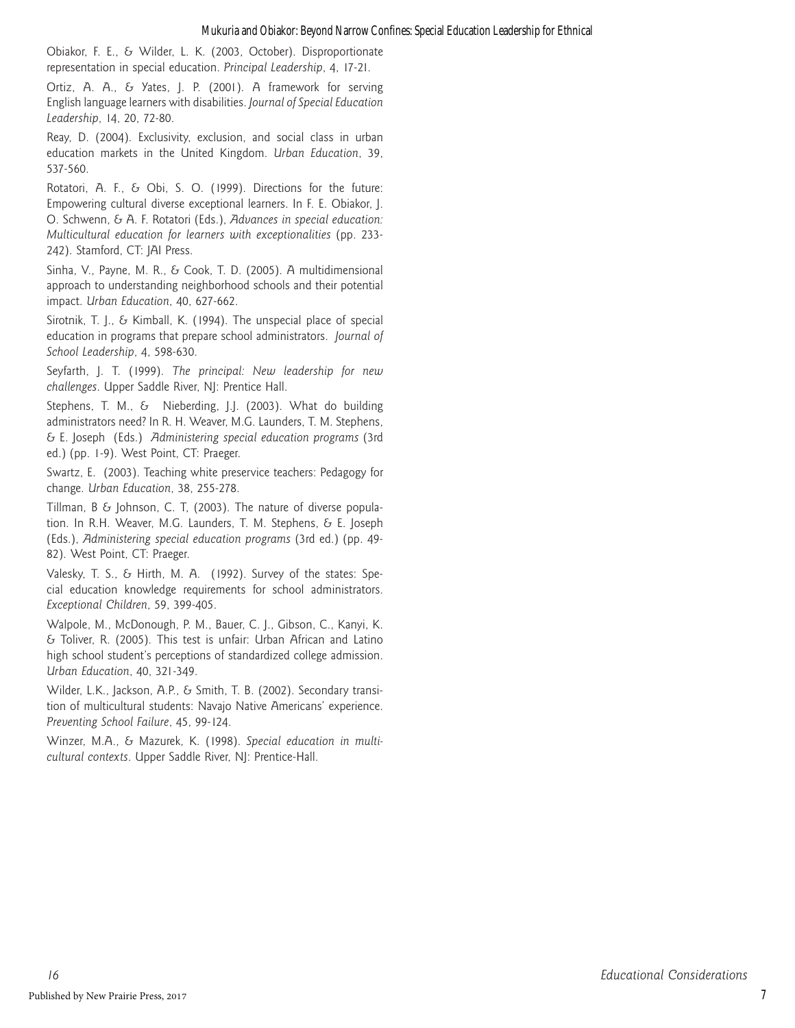Obiakor, F. E., & Wilder, L. K. (2003, October). Disproportionate representation in special education. *Principal Leadership*, 4, 17-21.

Ortiz, A. A., & Yates, J. P. (2001). A framework for serving English language learners with disabilities. *Journal of Special Education Leadership*, 14, 20, 72-80.

Reay, D. (2004). Exclusivity, exclusion, and social class in urban education markets in the United Kingdom. *Urban Education*, 39, 537-560.

Rotatori, A. F., & Obi, S. O. (1999). Directions for the future: Empowering cultural diverse exceptional learners. In F. E. Obiakor, J. O. Schwenn, & A. F. Rotatori (Eds.), *Advances in special education: Multicultural education for learners with exceptionalities* (pp. 233-242). Stamford, CT: JAI Press.

Sinha, V., Payne, M. R., & Cook, T. D. (2005). A multidimensional approach to understanding neighborhood schools and their potential impact. *Urban Education*, 40, 627-662.

Sirotnik, T. J., & Kimball, K. (1994). The unspecial place of special education in programs that prepare school administrators. *Journal of School Leadership*, 4, 598-630.

Seyfarth, J. T. (1999). *The principal: New leadership for new challenges*. Upper Saddle River, NJ: Prentice Hall.

Stephens, T. M., & Nieberding, J.J. (2003). What do building administrators need? In R. H. Weaver, M.G. Launders, T. M. Stephens, & E. Joseph (Eds.) *Administering special education programs* (3rd ed.) (pp. 1-9). West Point, CT: Praeger.

Swartz, E. (2003). Teaching white preservice teachers: Pedagogy for change. *Urban Education*, 38, 255-278.

Tillman, B & Johnson, C. T, (2003). The nature of diverse population. In R.H. Weaver, M.G. Launders, T. M. Stephens, & E. Joseph (Eds.), *Administering special education programs* (3rd ed.) (pp. 49-82). West Point, CT: Praeger.

Valesky, T. S., & Hirth, M. A. (1992). Survey of the states: Special education knowledge requirements for school administrators. *Exceptional Children*, 59, 399-405.

Walpole, M., McDonough, P. M., Bauer, C. J., Gibson, C., Kanyi, K. & Toliver, R. (2005). This test is unfair: Urban African and Latino high school student's perceptions of standardized college admission. *Urban Education*, 40, 321-349.

Wilder, L.K., Jackson, A.P., & Smith, T. B. (2002). Secondary transition of multicultural students: Navajo Native Americans' experience. *Preventing School Failure*, 45, 99-124.

Winzer, M.A., & Mazurek, K. (1998). *Special education in multicultural contexts*. Upper Saddle River, NJ: Prentice-Hall.